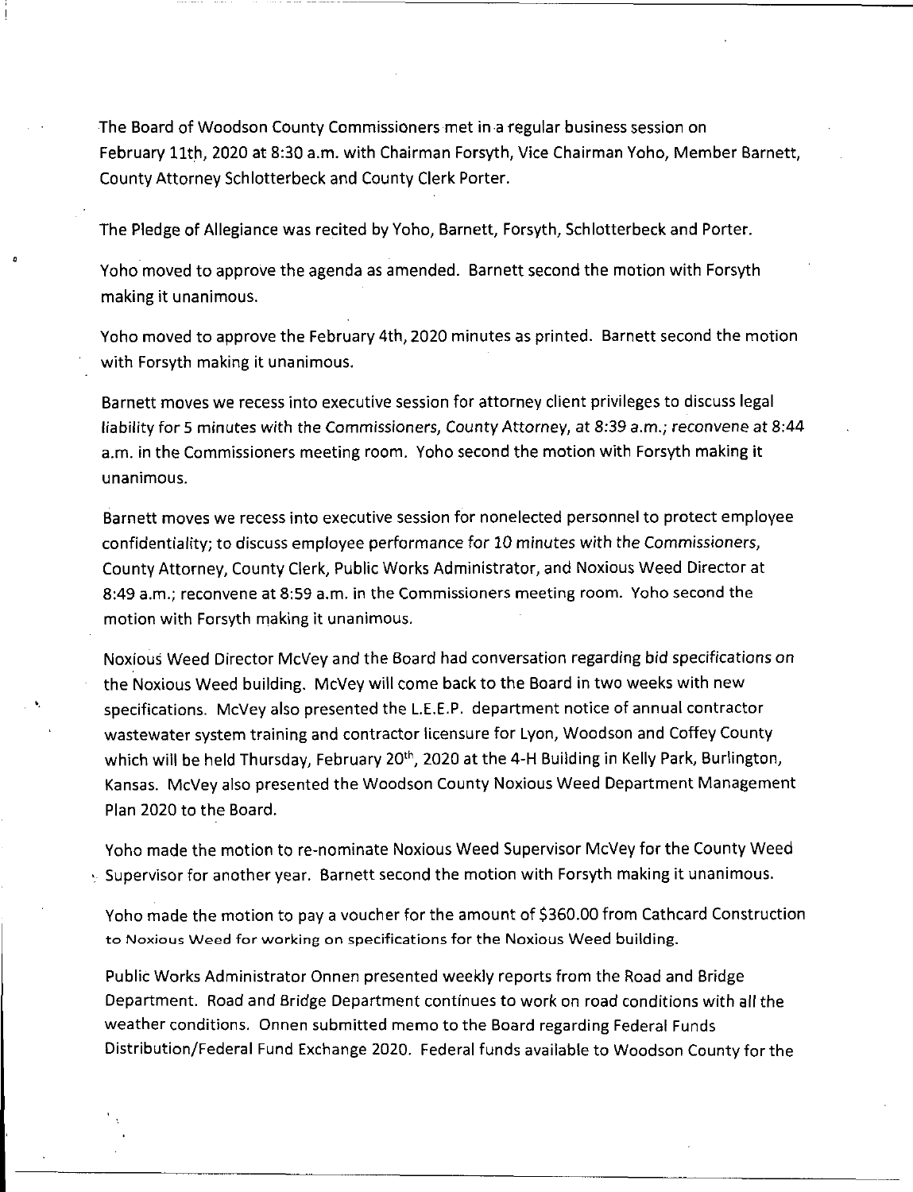The Board of Woodson County Commissioners met in a regular business session on February 11th, 2020 at 8:30 a.m. with Chairman Forsyth, Vice Chairman Yoho, Member Barnett, County Attorney Schlotterbeck and County Clerk Porter.

The Pledge of Allegiance was recited by Yoho, Barnett, Forsyth, Schlotterbeck and Porter.

Yoho moved to approve the agenda as amended. Barnett second the motion with Forsyth making it unanimous.

Yoho moved to approve the February 4th, 2020 minutes as printed. Barnett second the motion with Forsyth making it unanimous.

Barnett moves we recess into executive session for attorney client privileges to discuss legal liability for 5 minutes with the Commissioners, County Attorney, at 8:39 a.m.; reconvene at 8:44 a.m. in the Commissioners meeting room. Yoho second the motion with Forsyth making it unanimous.

Barnett moves we recess into executive session for nonelected personnel to protect employee confidentiality; to discuss employee performance for 10 minutes with the Commissioners, County Attorney, County Clerk, Public Works Administrator, and Noxious Weed Director at 8:49 a.m.; reconvene at 8:59 a.m. in the Commissioners meeting room. Yoho second the motion with Forsyth making it unanimous.

Noxious Weed Director McVey and the Board had conversation regarding bid specifications on the Noxious Weed building. McVey will come back to the Board in two weeks with new specifications. McVey also presented the L.E.E.P. department notice of annual contractor wastewater system training and contractor licensure for Lyon, Woodson and Coffey County which will be held Thursday, February 20th, 2020 at the 4-H Building in Kelly Park, Burlington, Kansas. McVey also presented the Woodson County Noxious Weed Department Management Plan 2020 to the Board.

Yoho made the motion to re-nominate Noxious Weed Supervisor McVey for the County Weed Supervisor for another year. Barnett second the motion with Forsyth making it unanimous.

Yoho made the motion to pay a voucher for the amount of $360.00 from Cathcard Construction to Noxious Weed for working on specifications for the Noxious Weed building.

Public Works Administrator Onnen presented weekly reports from the Road and Bridge Department. Road and Bridge Department continues to work on road conditions with all the weather conditions. Onnen submitted memo to the Board regarding Federal Funds Distribution/Federal Fund Exchange 2020. Federal funds available to Woodson County for the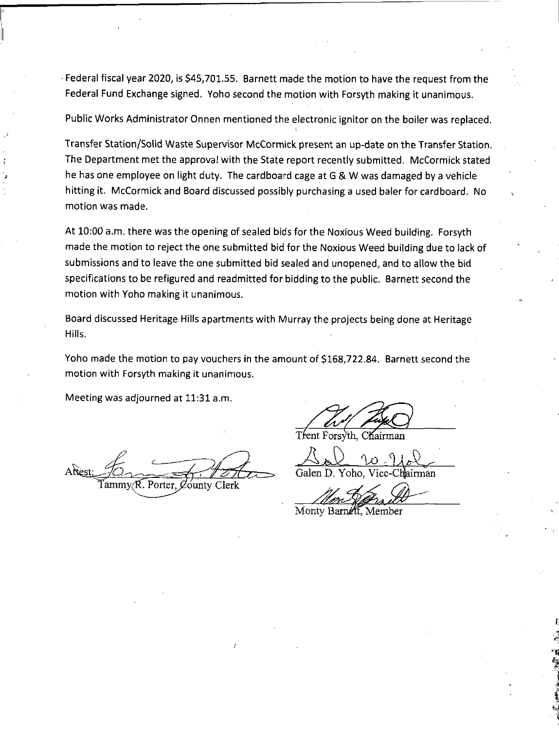Federal fiscal year 2020, is $45,701.55. Barnett made the motion to have the request from the Federal Fund Exchange signed. Yoho second the motion with Forsyth making it unanimous.

Public Works Administrator Onnen mentioned the electronic ignitor on the boiler was replaced.

Transfer Station/Solid Waste Supervisor McCormick present an up-date on the Transfer Station. The Department met the approval with the State report recently submitted. McCormick stated he has one employee on light duty. The cardboard cage at G & W was damaged by a vehicle hitting it. McCormick and Board discussed possibly purchasing a used baler for cardboard. No motion was made.

At 10:00 a.m. there was the opening of sealed bids for the Noxious Weed building. Forsyth made the motion to reject the one submitted bid for the Noxious Weed building due to lack of submissions and to leave the one submitted bid sealed and unopened, and to allow the bid specifications to be refigured and readmitted for bidding to the public. Barnett second the motion with Yoho making it unanimous.

Board discussed Heritage Hills apartments with Murray the projects being done at Heritage Hills.

Yoho made the motion to pay vouchers in the amount of $168,722.84. Barnett second the motion with Forsyth making it unanimous.

Meeting was adjourned at 11:31 a.m.

Trent Forsyth, Chairman

Galen D. Yoho, Vice-Chairman

Monty Barnett, Member

Attest: Tammy R. Porter, County Clerk